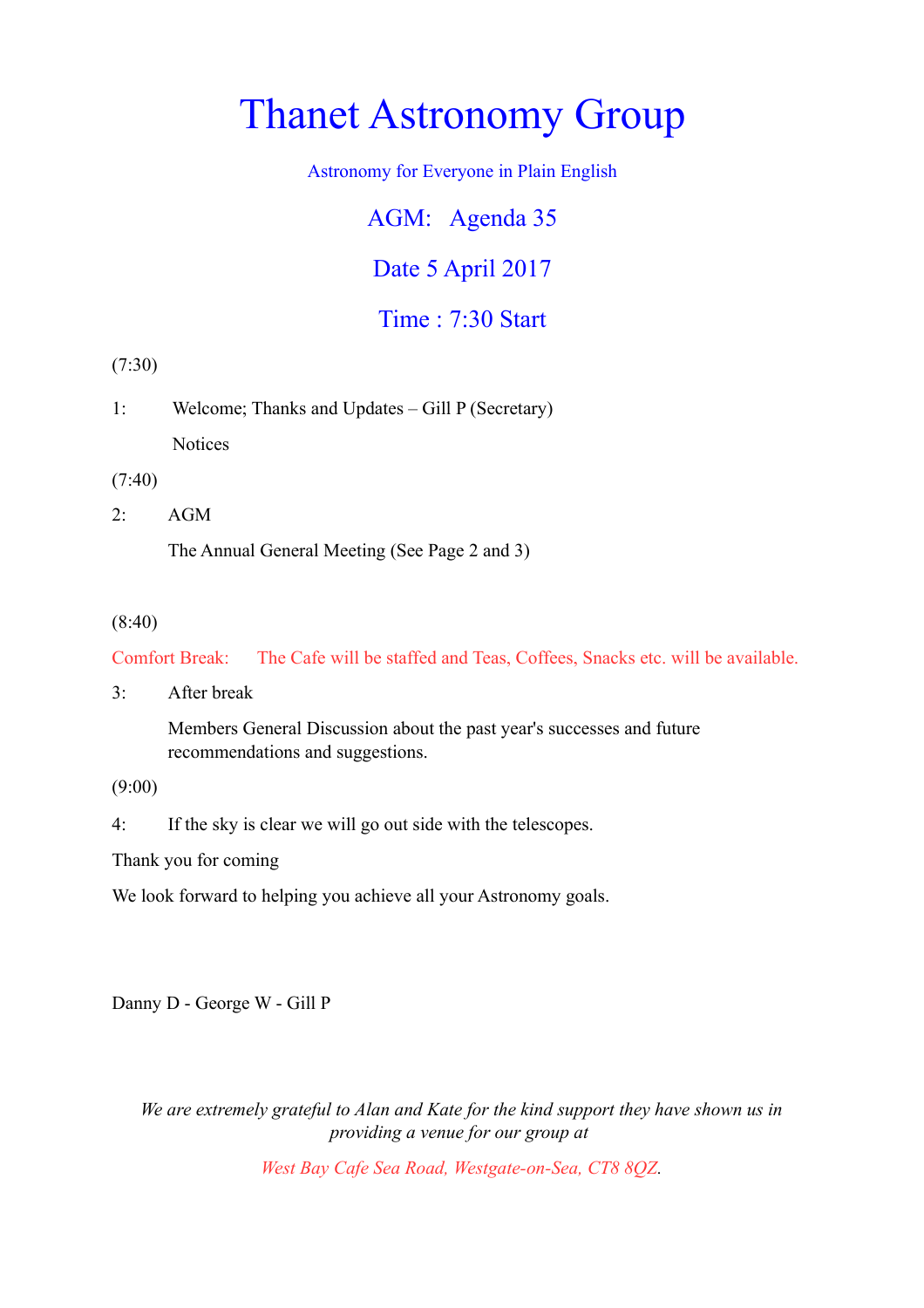# Thanet Astronomy Group

Astronomy for Everyone in Plain English

## AGM: Agenda 35

## Date 5 April 2017

## Time : 7:30 Start

(7:30)

1: Welcome; Thanks and Updates – Gill P (Secretary)

Notices

(7:40)

2: AGM

The Annual General Meeting (See Page 2 and 3)

(8:40)

Comfort Break: The Cafe will be staffed and Teas, Coffees, Snacks etc. will be available.

3: After break

Members General Discussion about the past year's successes and future recommendations and suggestions.

(9:00)

4: If the sky is clear we will go out side with the telescopes.

Thank you for coming

We look forward to helping you achieve all your Astronomy goals.

Danny D - George W - Gill P

*We are extremely grateful to Alan and Kate for the kind support they have shown us in providing a venue for our group at*

*West Bay Cafe Sea Road, Westgate-on-Sea, CT8 8QZ*.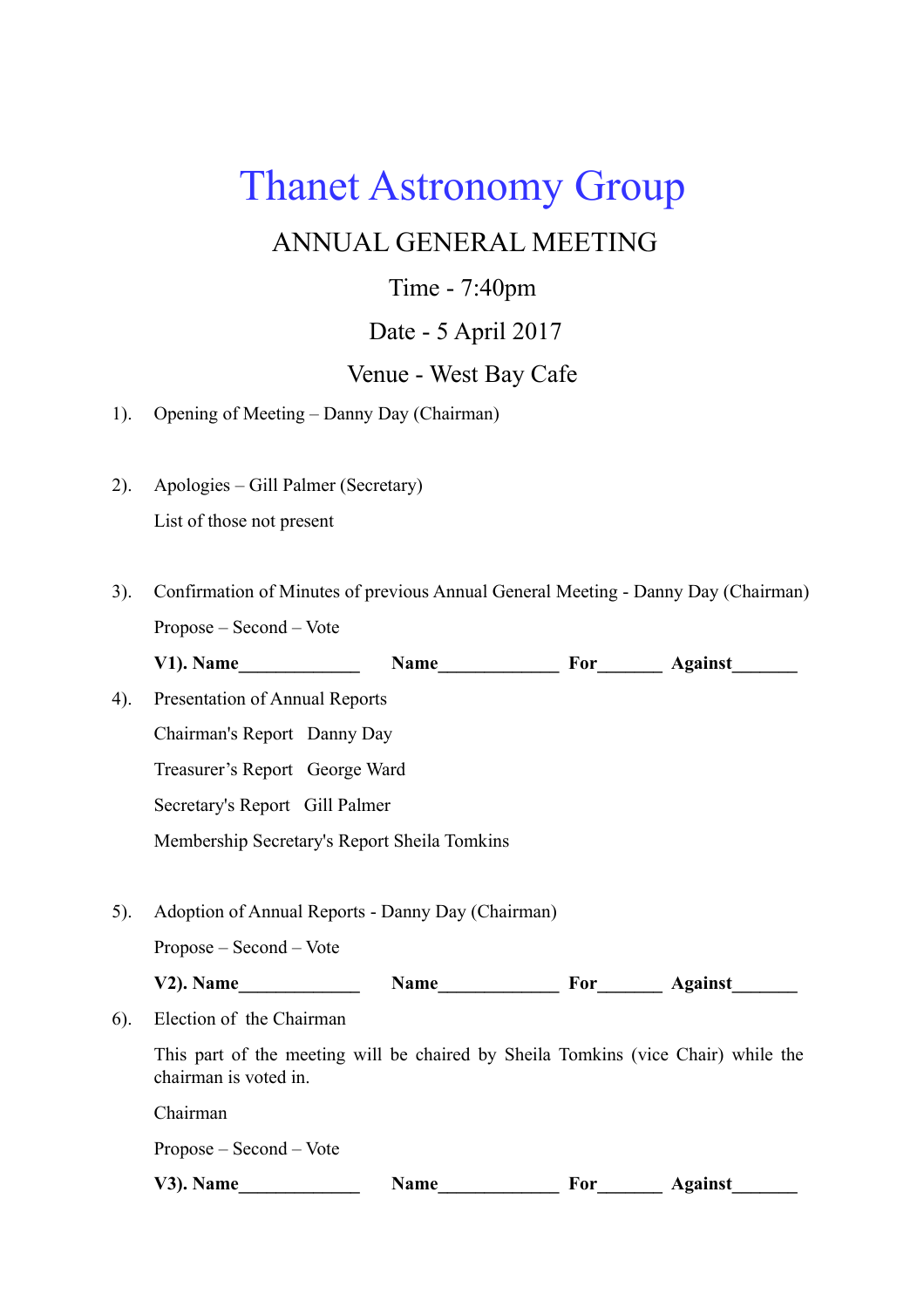# Thanet Astronomy Group

## ANNUAL GENERAL MEETING

Time - 7:40pm

Date - 5 April 2017

Venue - West Bay Cafe

1). Opening of Meeting – Danny Day (Chairman)

2). Apologies – Gill Palmer (Secretary)

List of those not present

3). Confirmation of Minutes of previous Annual General Meeting - Danny Day (Chairman)

Propose – Second – Vote

**V1). Name_____________ Name_____________ For_______ Against_______**

4). Presentation of Annual Reports

Chairman's Report Danny Day

Treasurer's Report George Ward

Secretary's Report Gill Palmer

Membership Secretary's Report Sheila Tomkins

5). Adoption of Annual Reports - Danny Day (Chairman)

Propose – Second – Vote

**V2). Name_____________ Name_____________ For_______ Against_______**

6). Election of the Chairman

This part of the meeting will be chaired by Sheila Tomkins (vice Chair) while the chairman is voted in.

Chairman

Propose – Second – Vote

**V3). Name_____________ Name_____________ For_______ Against_______**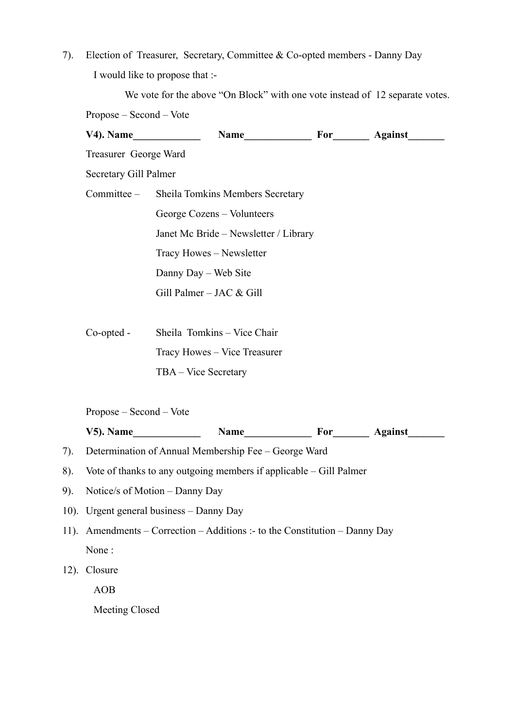7). Election of Treasurer, Secretary, Committee & Co-opted members - Danny Day

I would like to propose that :-

We vote for the above "On Block" with one vote instead of 12 separate votes.

Propose – Second – Vote

**V4). Name_____________ Name_____________ For_______ Against_______**

Treasurer George Ward

Secretary Gill Palmer

Committee – Sheila Tomkins Members Secretary

George Cozens – Volunteers

Janet Mc Bride – Newsletter / Library

Tracy Howes – Newsletter

Danny Day – Web Site

Gill Palmer – JAC & Gill

Co-opted - Sheila Tomkins – Vice Chair

Tracy Howes – Vice Treasurer

TBA – Vice Secretary

Propose – Second – Vote

**V5). Name_____________ Name_____________ For_______ Against_______**

7). Determination of Annual Membership Fee – George Ward

8). Vote of thanks to any outgoing members if applicable – Gill Palmer

9). Notice/s of Motion – Danny Day

10). Urgent general business – Danny Day

11). Amendments – Correction – Additions :- to the Constitution – Danny Day

None :

12). Closure

AOB

Meeting Closed